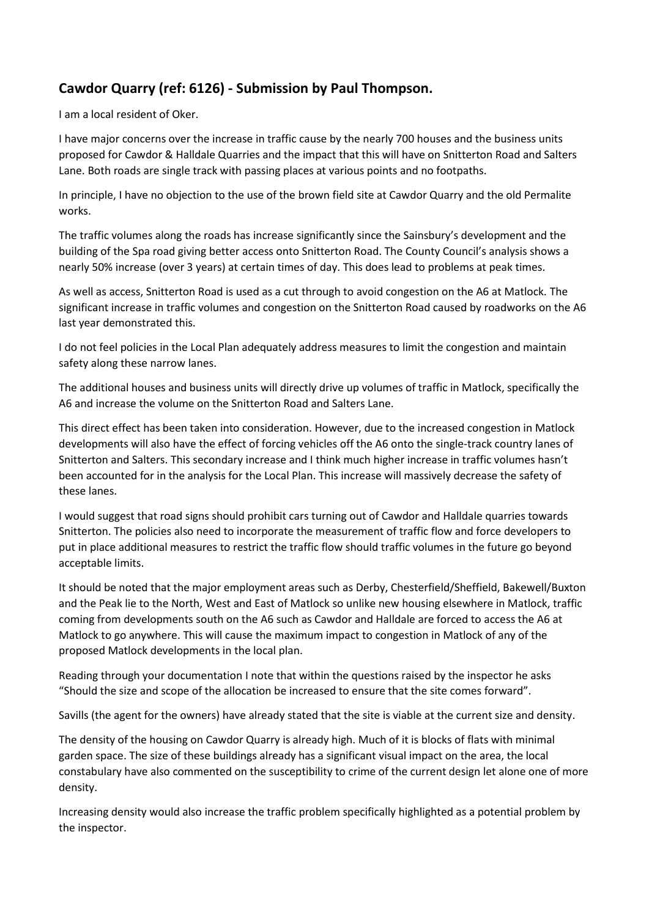## **Cawdor Quarry (ref: 6126) - Submission by Paul Thompson.**

I am a local resident of Oker.

I have major concerns over the increase in traffic cause by the nearly 700 houses and the business units proposed for Cawdor & Halldale Quarries and the impact that this will have on Snitterton Road and Salters Lane. Both roads are single track with passing places at various points and no footpaths.

In principle, I have no objection to the use of the brown field site at Cawdor Quarry and the old Permalite works.

The traffic volumes along the roads has increase significantly since the Sainsbury's development and the building of the Spa road giving better access onto Snitterton Road. The County Council's analysis shows a nearly 50% increase (over 3 years) at certain times of day. This does lead to problems at peak times.

As well as access, Snitterton Road is used as a cut through to avoid congestion on the A6 at Matlock. The significant increase in traffic volumes and congestion on the Snitterton Road caused by roadworks on the A6 last year demonstrated this.

I do not feel policies in the Local Plan adequately address measures to limit the congestion and maintain safety along these narrow lanes.

The additional houses and business units will directly drive up volumes of traffic in Matlock, specifically the A6 and increase the volume on the Snitterton Road and Salters Lane.

This direct effect has been taken into consideration. However, due to the increased congestion in Matlock developments will also have the effect of forcing vehicles off the A6 onto the single-track country lanes of Snitterton and Salters. This secondary increase and I think much higher increase in traffic volumes hasn't been accounted for in the analysis for the Local Plan. This increase will massively decrease the safety of these lanes.

I would suggest that road signs should prohibit cars turning out of Cawdor and Halldale quarries towards Snitterton. The policies also need to incorporate the measurement of traffic flow and force developers to put in place additional measures to restrict the traffic flow should traffic volumes in the future go beyond acceptable limits.

It should be noted that the major employment areas such as Derby, Chesterfield/Sheffield, Bakewell/Buxton and the Peak lie to the North, West and East of Matlock so unlike new housing elsewhere in Matlock, traffic coming from developments south on the A6 such as Cawdor and Halldale are forced to access the A6 at Matlock to go anywhere. This will cause the maximum impact to congestion in Matlock of any of the proposed Matlock developments in the local plan.

Reading through your documentation I note that within the questions raised by the inspector he asks "Should the size and scope of the allocation be increased to ensure that the site comes forward".

Savills (the agent for the owners) have already stated that the site is viable at the current size and density.

The density of the housing on Cawdor Quarry is already high. Much of it is blocks of flats with minimal garden space. The size of these buildings already has a significant visual impact on the area, the local constabulary have also commented on the susceptibility to crime of the current design let alone one of more density.

Increasing density would also increase the traffic problem specifically highlighted as a potential problem by the inspector.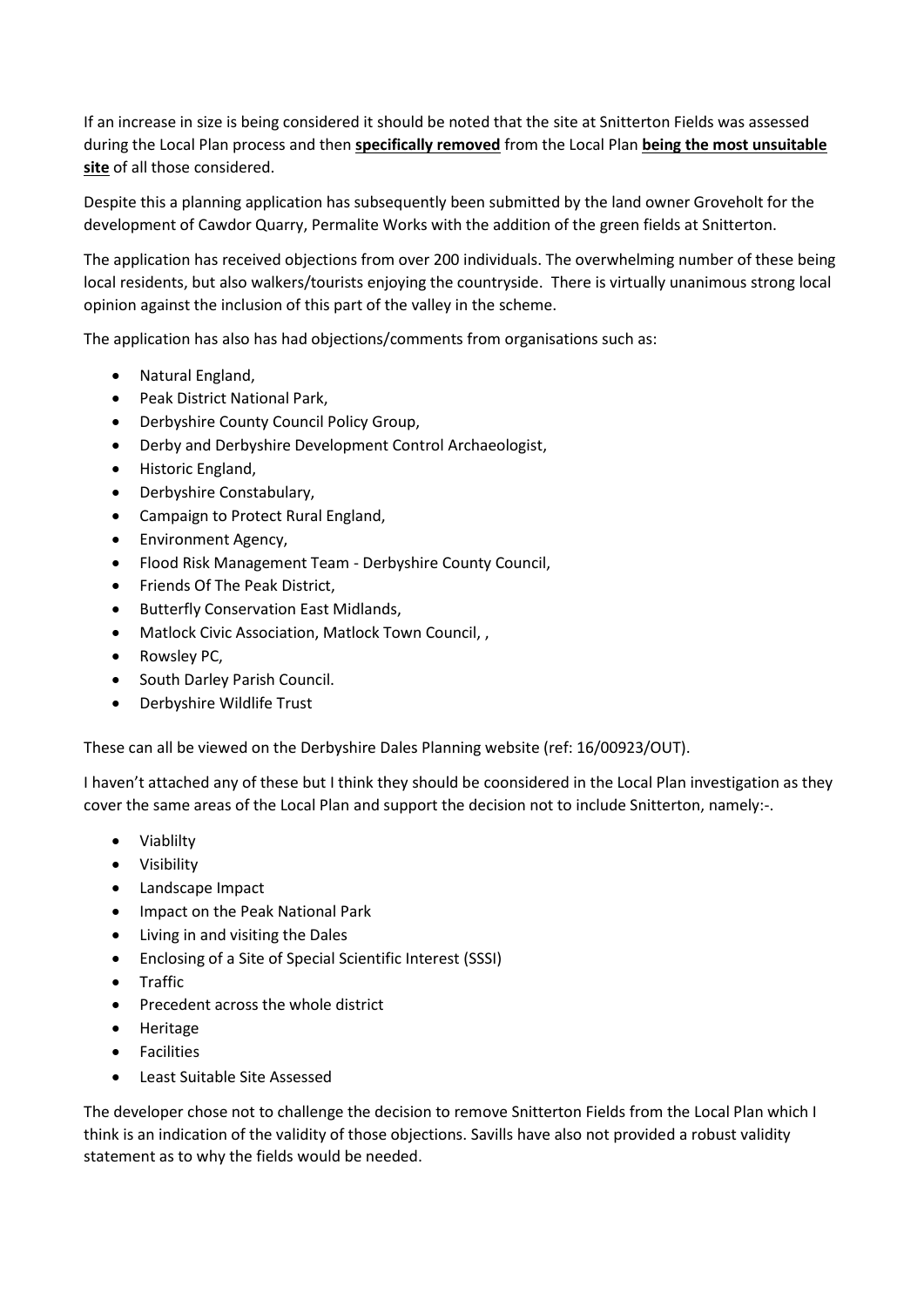If an increase in size is being considered it should be noted that the site at Snitterton Fields was assessed during the Local Plan process and then **specifically removed** from the Local Plan **being the most unsuitable site** of all those considered.

Despite this a planning application has subsequently been submitted by the land owner Groveholt for the development of Cawdor Quarry, Permalite Works with the addition of the green fields at Snitterton.

The application has received objections from over 200 individuals. The overwhelming number of these being local residents, but also walkers/tourists enjoying the countryside. There is virtually unanimous strong local opinion against the inclusion of this part of the valley in the scheme.

The application has also has had objections/comments from organisations such as:

- Natural England,
- Peak District National Park,
- Derbyshire County Council Policy Group,
- Derby and Derbyshire Development Control Archaeologist,
- Historic England,
- Derbyshire Constabulary,
- Campaign to Protect Rural England,
- Environment Agency,
- Flood Risk Management Team - Derbyshire County Council,
- Friends Of The Peak District,
- Butterfly Conservation East Midlands,
- Matlock Civic Association, Matlock Town Council, ,
- Rowsley PC,
- South Darley Parish Council.
- Derbyshire Wildlife Trust

These can all be viewed on the Derbyshire Dales Planning website (ref: 16/00923/OUT).

I haven't attached any of these but I think they should be coonsidered in the Local Plan investigation as they cover the same areas of the Local Plan and support the decision not to include Snitterton, namely:-.

- Viablilty
- Visibility
- Landscape Impact
- Impact on the Peak National Park
- Living in and visiting the Dales
- Enclosing of a Site of Special Scientific Interest (SSSI)
- Traffic
- Precedent across the whole district
- Heritage
- Facilities
- Least Suitable Site Assessed

The developer chose not to challenge the decision to remove Snitterton Fields from the Local Plan which I think is an indication of the validity of those objections. Savills have also not provided a robust validity statement as to why the fields would be needed.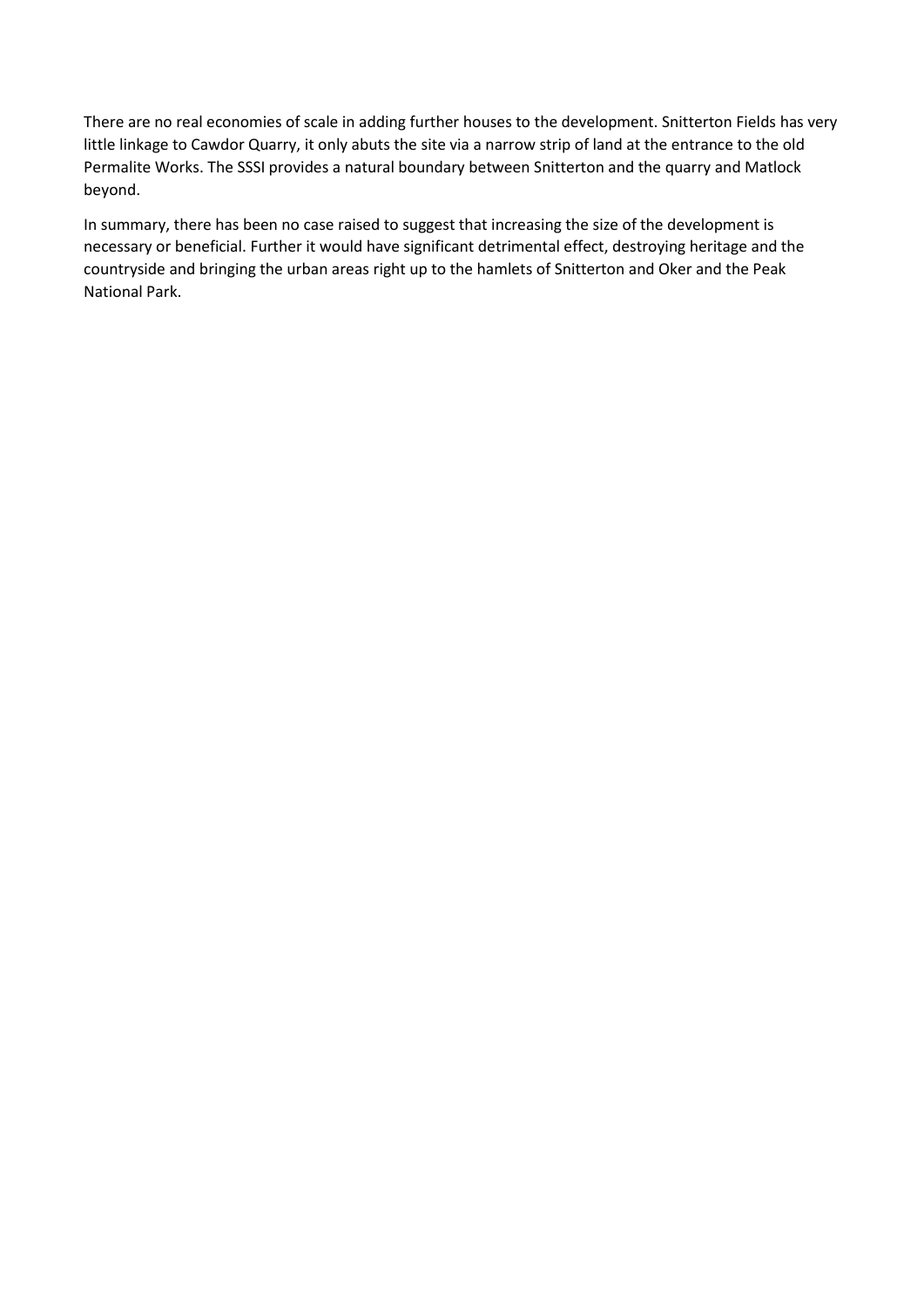There are no real economies of scale in adding further houses to the development. Snitterton Fields has very little linkage to Cawdor Quarry, it only abuts the site via a narrow strip of land at the entrance to the old Permalite Works. The SSSI provides a natural boundary between Snitterton and the quarry and Matlock beyond.

In summary, there has been no case raised to suggest that increasing the size of the development is necessary or beneficial. Further it would have significant detrimental effect, destroying heritage and the countryside and bringing the urban areas right up to the hamlets of Snitterton and Oker and the Peak National Park.